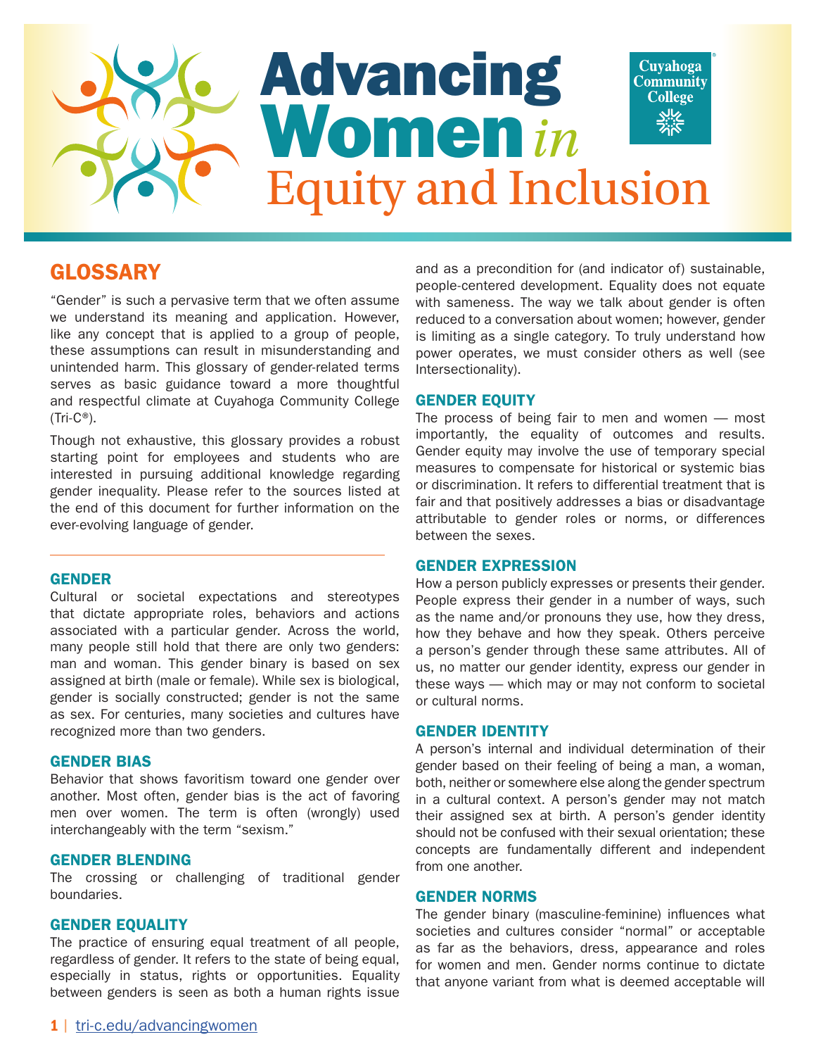# Advancing Women *in* Equity and Inclusion

Cuyahoga Community College

## GLOSSARY

"Gender" is such a pervasive term that we often assume we understand its meaning and application. However, like any concept that is applied to a group of people, these assumptions can result in misunderstanding and unintended harm. This glossary of gender-related terms serves as basic guidance toward a more thoughtful and respectful climate at Cuyahoga Community College (Tri-C®).

Though not exhaustive, this glossary provides a robust starting point for employees and students who are interested in pursuing additional knowledge regarding gender inequality. Please refer to the sources listed at the end of this document for further information on the ever-evolving language of gender.

---

### GENDER

Cultural or societal expectations and stereotypes that dictate appropriate roles, behaviors and actions associated with a particular gender. Across the world, many people still hold that there are only two genders: man and woman. This gender binary is based on sex assigned at birth (male or female). While sex is biological, gender is socially constructed; gender is not the same as sex. For centuries, many societies and cultures have recognized more than two genders.

### GENDER BIAS

Behavior that shows favoritism toward one gender over another. Most often, gender bias is the act of favoring men over women. The term is often (wrongly) used interchangeably with the term "sexism."

### GENDER BLENDING

The crossing or challenging of traditional gender boundaries.

### GENDER EQUALITY

The practice of ensuring equal treatment of all people, regardless of gender. It refers to the state of being equal, especially in status, rights or opportunities. Equality between genders is seen as both a human rights issue and as a precondition for (and indicator of) sustainable, people-centered development. Equality does not equate with sameness. The way we talk about gender is often reduced to a conversation about women; however, gender is limiting as a single category. To truly understand how power operates, we must consider others as well (see Intersectionality).

### GENDER EQUITY

The process of being fair to men and women — most importantly, the equality of outcomes and results. Gender equity may involve the use of temporary special measures to compensate for historical or systemic bias or discrimination. It refers to differential treatment that is fair and that positively addresses a bias or disadvantage attributable to gender roles or norms, or differences between the sexes.

### GENDER EXPRESSION

How a person publicly expresses or presents their gender. People express their gender in a number of ways, such as the name and/or pronouns they use, how they dress, how they behave and how they speak. Others perceive a person's gender through these same attributes. All of us, no matter our gender identity, express our gender in these ways — which may or may not conform to societal or cultural norms.

### GENDER IDENTITY

A person's internal and individual determination of their gender based on their feeling of being a man, a woman, both, neither or somewhere else along the gender spectrum in a cultural context. A person's gender may not match their assigned sex at birth. A person's gender identity should not be confused with their sexual orientation; these concepts are fundamentally different and independent from one another.

### GENDER NORMS

The gender binary (masculine-feminine) influences what societies and cultures consider "normal" or acceptable as far as the behaviors, dress, appearance and roles for women and men. Gender norms continue to dictate that anyone variant from what is deemed acceptable will

tri-c.edu/advancingwomen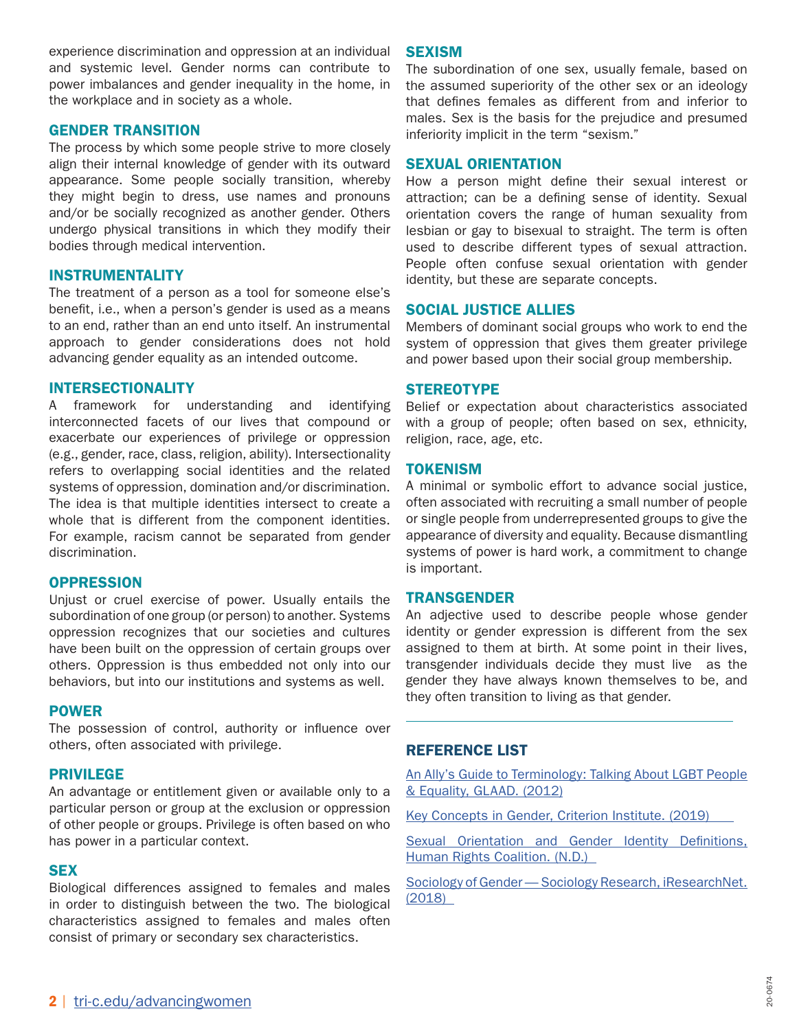experience discrimination and oppression at an individual and systemic level. Gender norms can contribute to power imbalances and gender inequality in the home, in the workplace and in society as a whole.

### GENDER TRANSITION

The process by which some people strive to more closely align their internal knowledge of gender with its outward appearance. Some people socially transition, whereby they might begin to dress, use names and pronouns and/or be socially recognized as another gender. Others undergo physical transitions in which they modify their bodies through medical intervention.

### INSTRUMENTALITY

The treatment of a person as a tool for someone else's benefit, i.e., when a person's gender is used as a means to an end, rather than an end unto itself. An instrumental approach to gender considerations does not hold advancing gender equality as an intended outcome.

### INTERSECTIONALITY

A framework for understanding and identifying interconnected facets of our lives that compound or exacerbate our experiences of privilege or oppression (e.g., gender, race, class, religion, ability). Intersectionality refers to overlapping social identities and the related systems of oppression, domination and/or discrimination. The idea is that multiple identities intersect to create a whole that is different from the component identities. For example, racism cannot be separated from gender discrimination.

### OPPRESSION

Unjust or cruel exercise of power. Usually entails the subordination of one group (or person) to another. Systems oppression recognizes that our societies and cultures have been built on the oppression of certain groups over others. Oppression is thus embedded not only into our behaviors, but into our institutions and systems as well.

### POWER

The possession of control, authority or influence over others, often associated with privilege.

### PRIVILEGE

An advantage or entitlement given or available only to a particular person or group at the exclusion or oppression of other people or groups. Privilege is often based on who has power in a particular context.

### SEX

Biological differences assigned to females and males in order to distinguish between the two. The biological characteristics assigned to females and males often consist of primary or secondary sex characteristics.

### SEXISM

The subordination of one sex, usually female, based on the assumed superiority of the other sex or an ideology that defines females as different from and inferior to males. Sex is the basis for the prejudice and presumed inferiority implicit in the term "sexism."

### SEXUAL ORIENTATION

How a person might define their sexual interest or attraction; can be a defining sense of identity. Sexual orientation covers the range of human sexuality from lesbian or gay to bisexual to straight. The term is often used to describe different types of sexual attraction. People often confuse sexual orientation with gender identity, but these are separate concepts.

### SOCIAL JUSTICE ALLIES

Members of dominant social groups who work to end the system of oppression that gives them greater privilege and power based upon their social group membership.

### STEREOTYPE

Belief or expectation about characteristics associated with a group of people; often based on sex, ethnicity, religion, race, age, etc.

### TOKENISM

A minimal or symbolic effort to advance social justice, often associated with recruiting a small number of people or single people from underrepresented groups to give the appearance of diversity and equality. Because dismantling systems of power is hard work, a commitment to change is important.

### TRANSGENDER

An adjective used to describe people whose gender identity or gender expression is different from the sex assigned to them at birth. At some point in their lives, transgender individuals decide they must live as the gender they have always known themselves to be, and they often transition to living as that gender.

## REFERENCE LIST

An Ally's Guide to Terminology: Talking About LGBT People & Equality, GLAAD. (2012)

Key Concepts in Gender, Criterion Institute. (2019)

Sexual Orientation and Gender Identity Definitions, Human Rights Coalition. (N.D.)

Sociology of Gender — Sociology Research, iResearchNet. (2018)

tri-c.edu/advancingwomen

20-0674